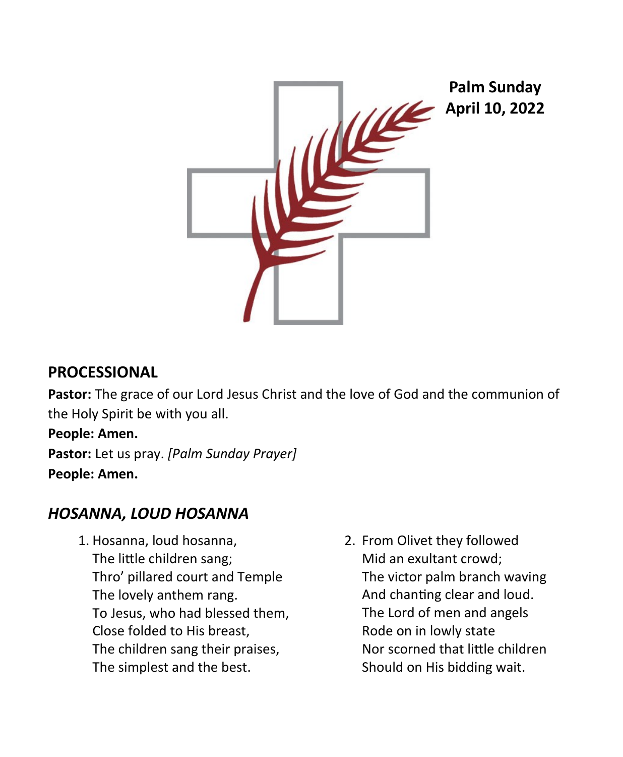**Palm Sunday**
**April 10, 2022**

## PROCESSIONAL

**Pastor:** The grace of our Lord Jesus Christ and the love of God and the communion of the Holy Spirit be with you all.

**People: Amen.**

**Pastor:** Let us pray. *[Palm Sunday Prayer]*

**People: Amen.**

## *HOSANNA, LOUD HOSANNA*

1. Hosanna, loud hosanna,
   The little children sang;
   Thro' pillared court and Temple
   The lovely anthem rang.
   To Jesus, who had blessed them,
   Close folded to His breast,
   The children sang their praises,
   The simplest and the best.

2. From Olivet they followed
   Mid an exultant crowd;
   The victor palm branch waving
   And chanting clear and loud.
   The Lord of men and angels
   Rode on in lowly state
   Nor scorned that little children
   Should on His bidding wait.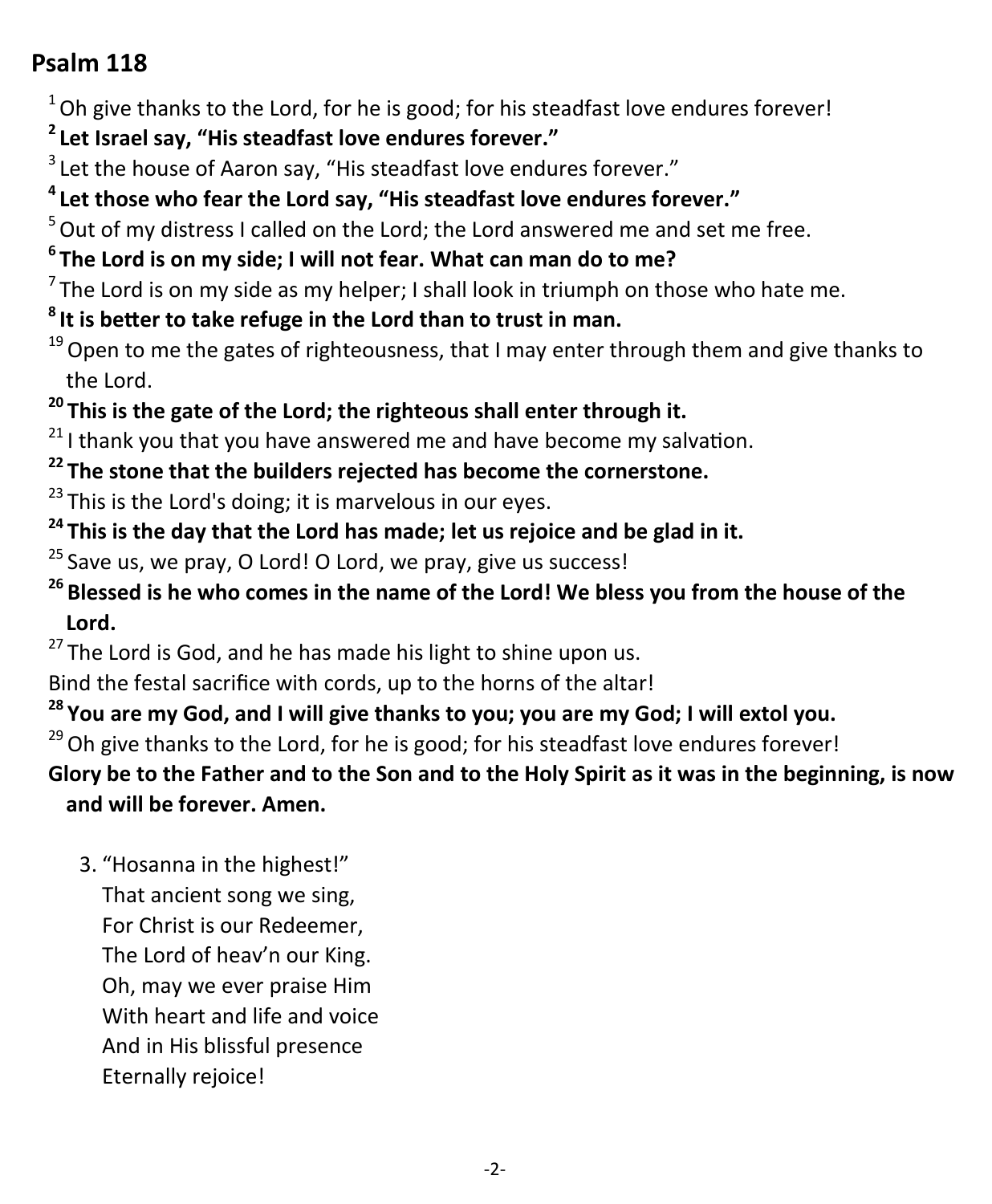## Psalm 118

[1] Oh give thanks to the Lord, for he is good; for his steadfast love endures forever!

**[2] Let Israel say, "His steadfast love endures forever."**

[3] Let the house of Aaron say, "His steadfast love endures forever."

**[4] Let those who fear the Lord say, "His steadfast love endures forever."**

[5] Out of my distress I called on the Lord; the Lord answered me and set me free.

**[6] The Lord is on my side; I will not fear. What can man do to me?**

[7] The Lord is on my side as my helper; I shall look in triumph on those who hate me.

**[8] It is better to take refuge in the Lord than to trust in man.**

[19] Open to me the gates of righteousness, that I may enter through them and give thanks to the Lord.

**[20] This is the gate of the Lord; the righteous shall enter through it.**

[21] I thank you that you have answered me and have become my salvation.

**[22] The stone that the builders rejected has become the cornerstone.**

[23] This is the Lord's doing; it is marvelous in our eyes.

**[24] This is the day that the Lord has made; let us rejoice and be glad in it.**

[25] Save us, we pray, O Lord! O Lord, we pray, give us success!

**[26] Blessed is he who comes in the name of the Lord! We bless you from the house of the Lord.**

[27] The Lord is God, and he has made his light to shine upon us.
Bind the festal sacrifice with cords, up to the horns of the altar!

**[28] You are my God, and I will give thanks to you; you are my God; I will extol you.**

[29] Oh give thanks to the Lord, for he is good; for his steadfast love endures forever!

**Glory be to the Father and to the Son and to the Holy Spirit as it was in the beginning, is now and will be forever. Amen.**

3. "Hosanna in the highest!"
That ancient song we sing,
For Christ is our Redeemer,
The Lord of heav'n our King.
Oh, may we ever praise Him
With heart and life and voice
And in His blissful presence
Eternally rejoice!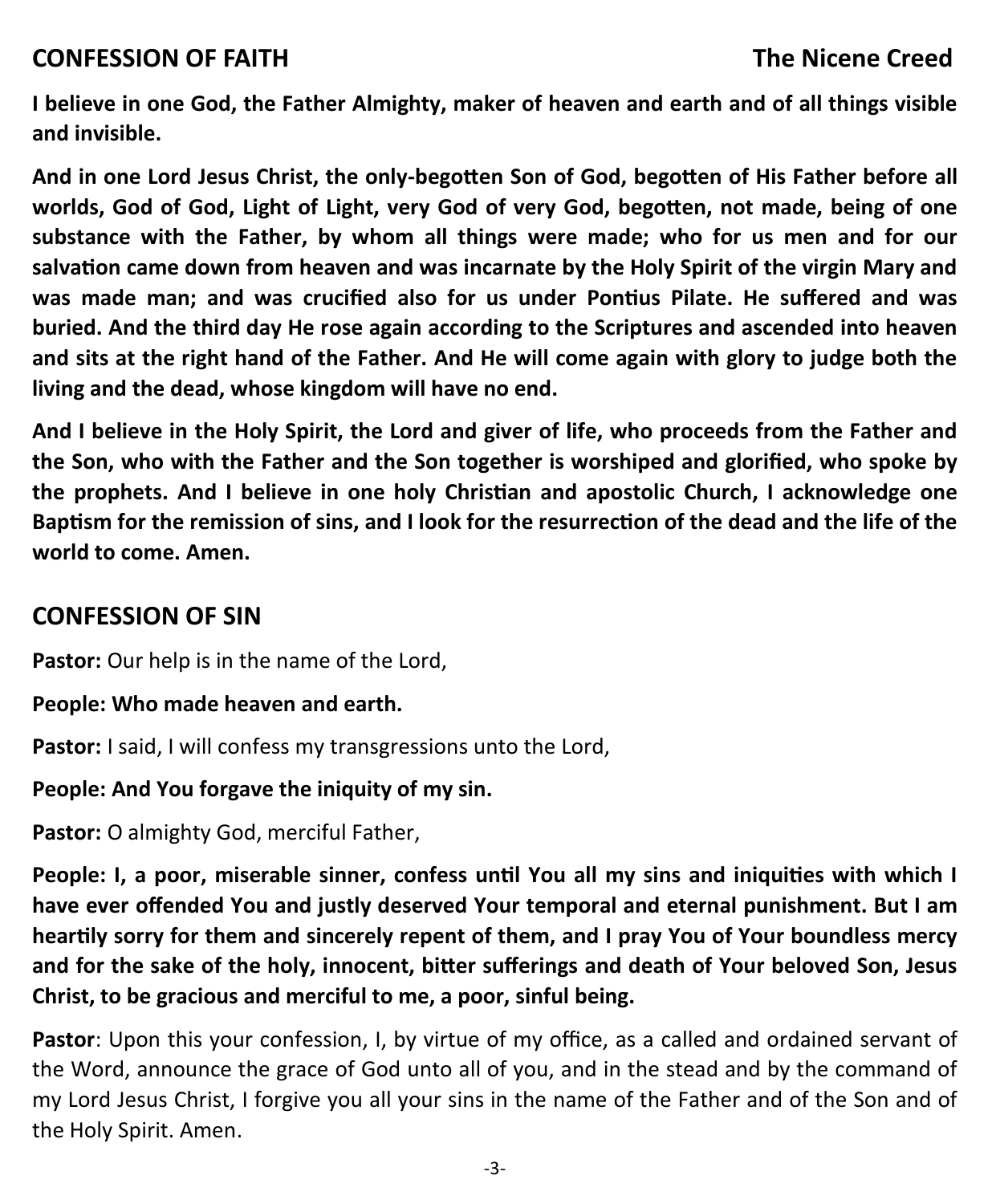## CONFESSION OF FAITH — The Nicene Creed

**I believe in one God, the Father Almighty, maker of heaven and earth and of all things visible and invisible.**

**And in one Lord Jesus Christ, the only-begotten Son of God, begotten of His Father before all worlds, God of God, Light of Light, very God of very God, begotten, not made, being of one substance with the Father, by whom all things were made; who for us men and for our salvation came down from heaven and was incarnate by the Holy Spirit of the virgin Mary and was made man; and was crucified also for us under Pontius Pilate. He suffered and was buried. And the third day He rose again according to the Scriptures and ascended into heaven and sits at the right hand of the Father. And He will come again with glory to judge both the living and the dead, whose kingdom will have no end.**

**And I believe in the Holy Spirit, the Lord and giver of life, who proceeds from the Father and the Son, who with the Father and the Son together is worshiped and glorified, who spoke by the prophets. And I believe in one holy Christian and apostolic Church, I acknowledge one Baptism for the remission of sins, and I look for the resurrection of the dead and the life of the world to come. Amen.**

## CONFESSION OF SIN

**Pastor:** Our help is in the name of the Lord,

**People: Who made heaven and earth.**

**Pastor:** I said, I will confess my transgressions unto the Lord,

**People: And You forgave the iniquity of my sin.**

**Pastor:** O almighty God, merciful Father,

**People: I, a poor, miserable sinner, confess until You all my sins and iniquities with which I have ever offended You and justly deserved Your temporal and eternal punishment. But I am heartily sorry for them and sincerely repent of them, and I pray You of Your boundless mercy and for the sake of the holy, innocent, bitter sufferings and death of Your beloved Son, Jesus Christ, to be gracious and merciful to me, a poor, sinful being.**

**Pastor**: Upon this your confession, I, by virtue of my office, as a called and ordained servant of the Word, announce the grace of God unto all of you, and in the stead and by the command of my Lord Jesus Christ, I forgive you all your sins in the name of the Father and of the Son and of the Holy Spirit. Amen.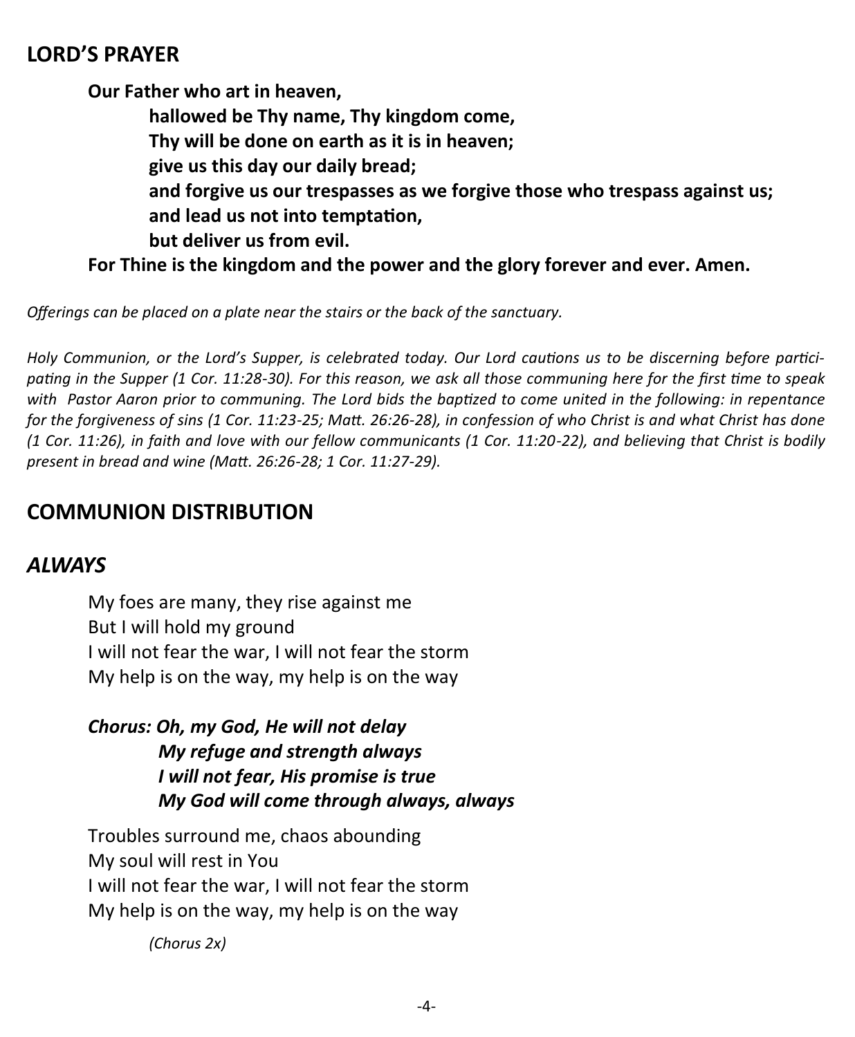## LORD'S PRAYER

**Our Father who art in heaven,**
**hallowed be Thy name, Thy kingdom come,**
**Thy will be done on earth as it is in heaven;**
**give us this day our daily bread;**
**and forgive us our trespasses as we forgive those who trespass against us;**
**and lead us not into temptation,**
**but deliver us from evil.**
**For Thine is the kingdom and the power and the glory forever and ever. Amen.**

*Offerings can be placed on a plate near the stairs or the back of the sanctuary.*

*Holy Communion, or the Lord's Supper, is celebrated today. Our Lord cautions us to be discerning before participating in the Supper (1 Cor. 11:28-30). For this reason, we ask all those communing here for the first time to speak with Pastor Aaron prior to communing. The Lord bids the baptized to come united in the following: in repentance for the forgiveness of sins (1 Cor. 11:23-25; Matt. 26:26-28), in confession of who Christ is and what Christ has done (1 Cor. 11:26), in faith and love with our fellow communicants (1 Cor. 11:20-22), and believing that Christ is bodily present in bread and wine (Matt. 26:26-28; 1 Cor. 11:27-29).*

## COMMUNION DISTRIBUTION

## *ALWAYS*

My foes are many, they rise against me
But I will hold my ground
I will not fear the war, I will not fear the storm
My help is on the way, my help is on the way

***Chorus: Oh, my God, He will not delay***
***My refuge and strength always***
***I will not fear, His promise is true***
***My God will come through always, always***

Troubles surround me, chaos abounding
My soul will rest in You
I will not fear the war, I will not fear the storm
My help is on the way, my help is on the way

*(Chorus 2x)*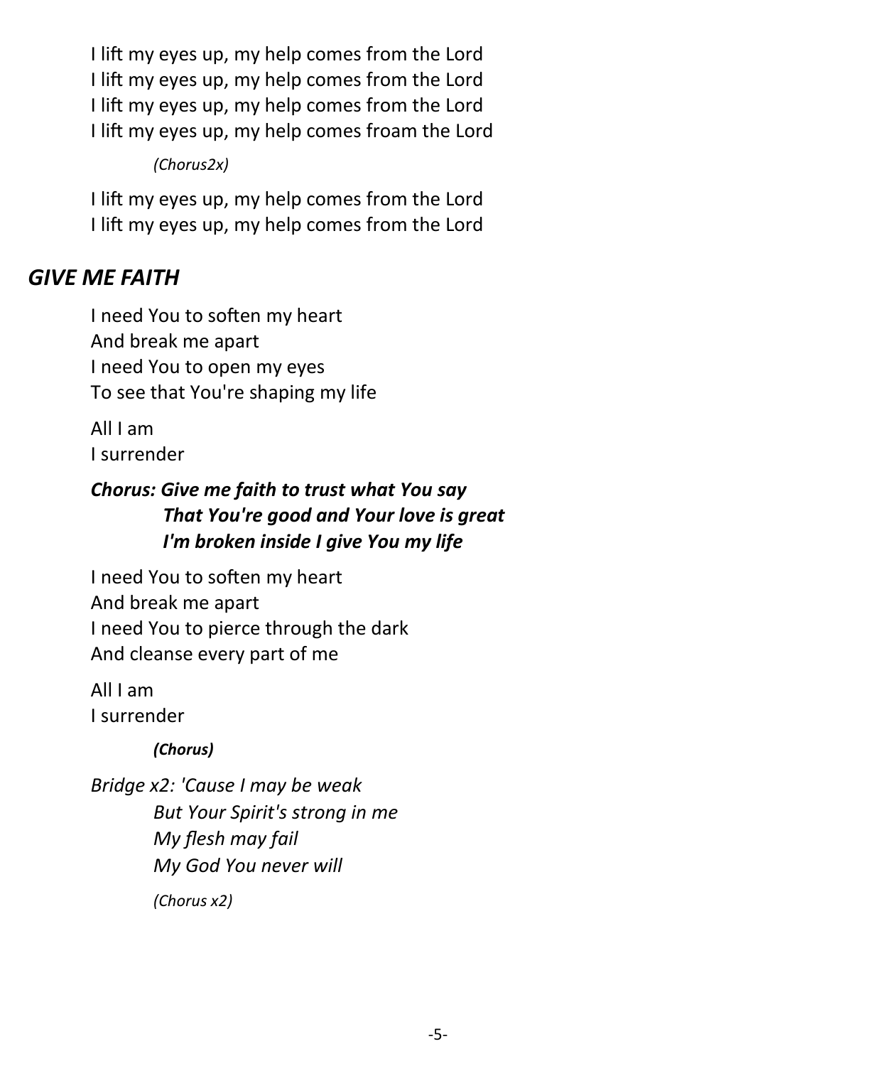I lift my eyes up, my help comes from the Lord
I lift my eyes up, my help comes from the Lord
I lift my eyes up, my help comes from the Lord
I lift my eyes up, my help comes froam the Lord

*(Chorus2x)*

I lift my eyes up, my help comes from the Lord
I lift my eyes up, my help comes from the Lord

## *GIVE ME FAITH*

I need You to soften my heart
And break me apart
I need You to open my eyes
To see that You're shaping my life

All I am
I surrender

***Chorus: Give me faith to trust what You say***
***That You're good and Your love is great***
***I'm broken inside I give You my life***

I need You to soften my heart
And break me apart
I need You to pierce through the dark
And cleanse every part of me

All I am
I surrender

***(Chorus)***

*Bridge x2: 'Cause I may be weak*
*But Your Spirit's strong in me*
*My flesh may fail*
*My God You never will*

*(Chorus x2)*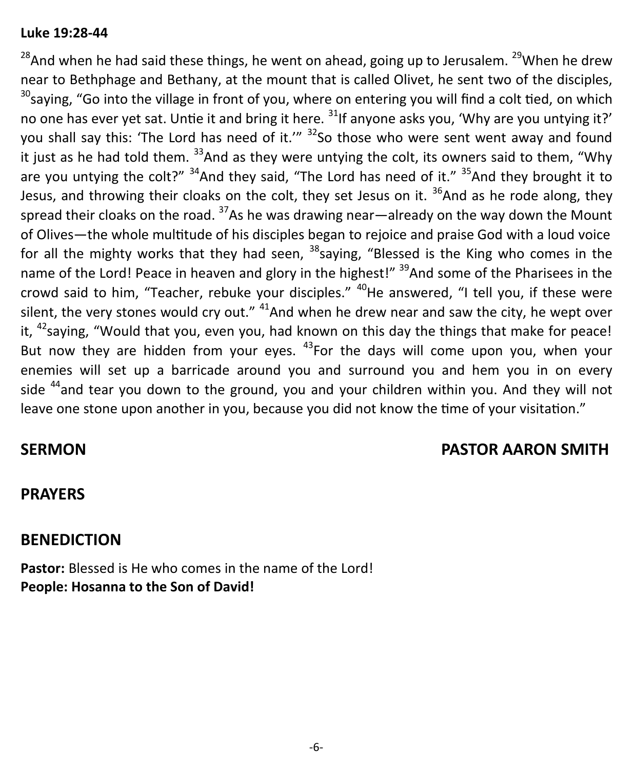**Luke 19:28-44**

[28]And when he had said these things, he went on ahead, going up to Jerusalem. [29]When he drew near to Bethphage and Bethany, at the mount that is called Olivet, he sent two of the disciples, [30]saying, "Go into the village in front of you, where on entering you will find a colt tied, on which no one has ever yet sat. Untie it and bring it here. [31]If anyone asks you, 'Why are you untying it?' you shall say this: 'The Lord has need of it.'" [32]So those who were sent went away and found it just as he had told them. [33]And as they were untying the colt, its owners said to them, "Why are you untying the colt?" [34]And they said, "The Lord has need of it." [35]And they brought it to Jesus, and throwing their cloaks on the colt, they set Jesus on it. [36]And as he rode along, they spread their cloaks on the road. [37]As he was drawing near—already on the way down the Mount of Olives—the whole multitude of his disciples began to rejoice and praise God with a loud voice for all the mighty works that they had seen, [38]saying, "Blessed is the King who comes in the name of the Lord! Peace in heaven and glory in the highest!" [39]And some of the Pharisees in the crowd said to him, "Teacher, rebuke your disciples." [40]He answered, "I tell you, if these were silent, the very stones would cry out." [41]And when he drew near and saw the city, he wept over it, [42]saying, "Would that you, even you, had known on this day the things that make for peace! But now they are hidden from your eyes. [43]For the days will come upon you, when your enemies will set up a barricade around you and surround you and hem you in on every side [44]and tear you down to the ground, you and your children within you. And they will not leave one stone upon another in you, because you did not know the time of your visitation."

## SERMON — PASTOR AARON SMITH

## PRAYERS

## BENEDICTION

**Pastor:** Blessed is He who comes in the name of the Lord!
**People: Hosanna to the Son of David!**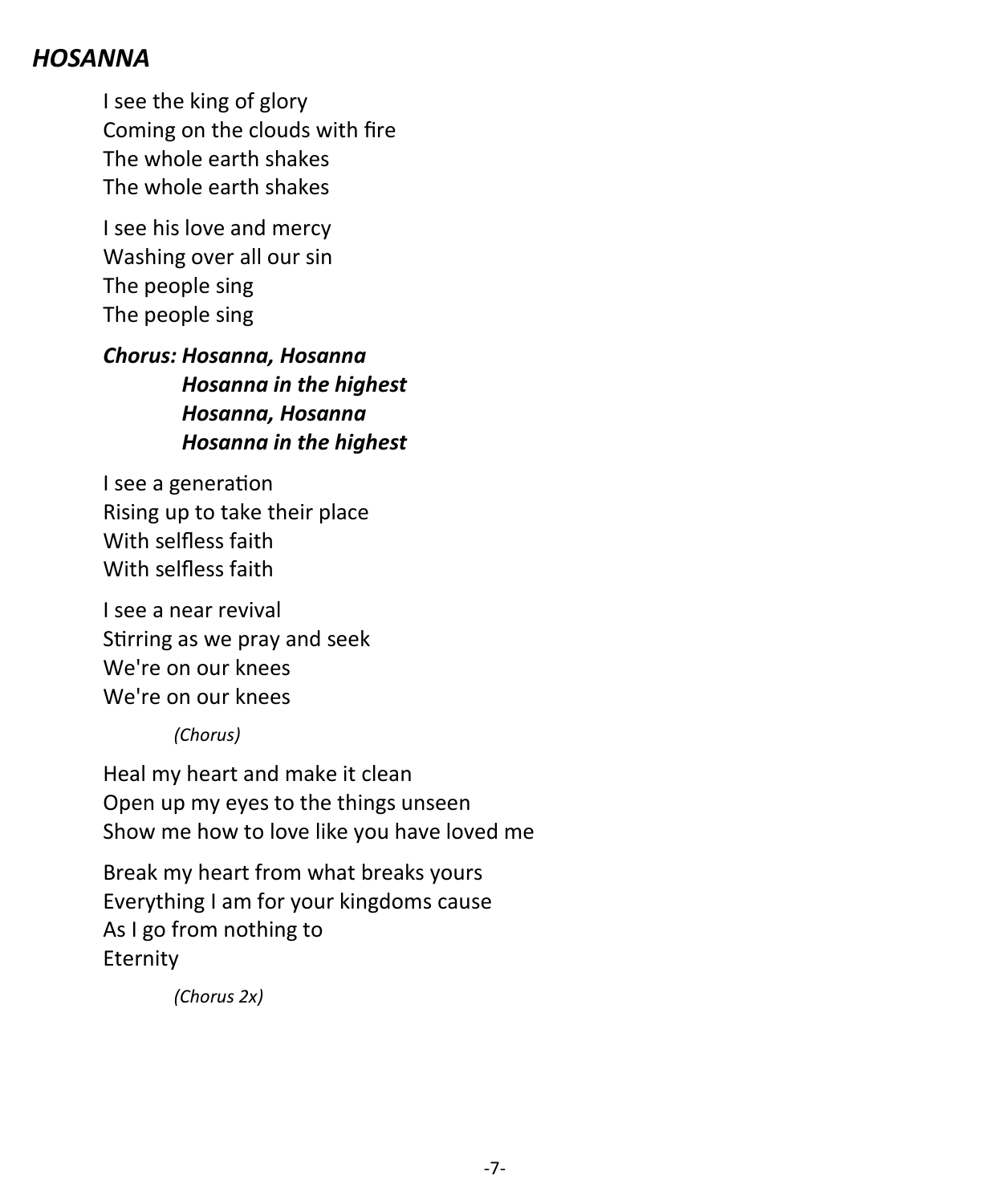## *HOSANNA*

I see the king of glory
Coming on the clouds with fire
The whole earth shakes
The whole earth shakes

I see his love and mercy
Washing over all our sin
The people sing
The people sing

***Chorus: Hosanna, Hosanna***
***Hosanna in the highest***
***Hosanna, Hosanna***
***Hosanna in the highest***

I see a generation
Rising up to take their place
With selfless faith
With selfless faith

I see a near revival
Stirring as we pray and seek
We're on our knees
We're on our knees

*(Chorus)*

Heal my heart and make it clean
Open up my eyes to the things unseen
Show me how to love like you have loved me

Break my heart from what breaks yours
Everything I am for your kingdoms cause
As I go from nothing to
Eternity

*(Chorus 2x)*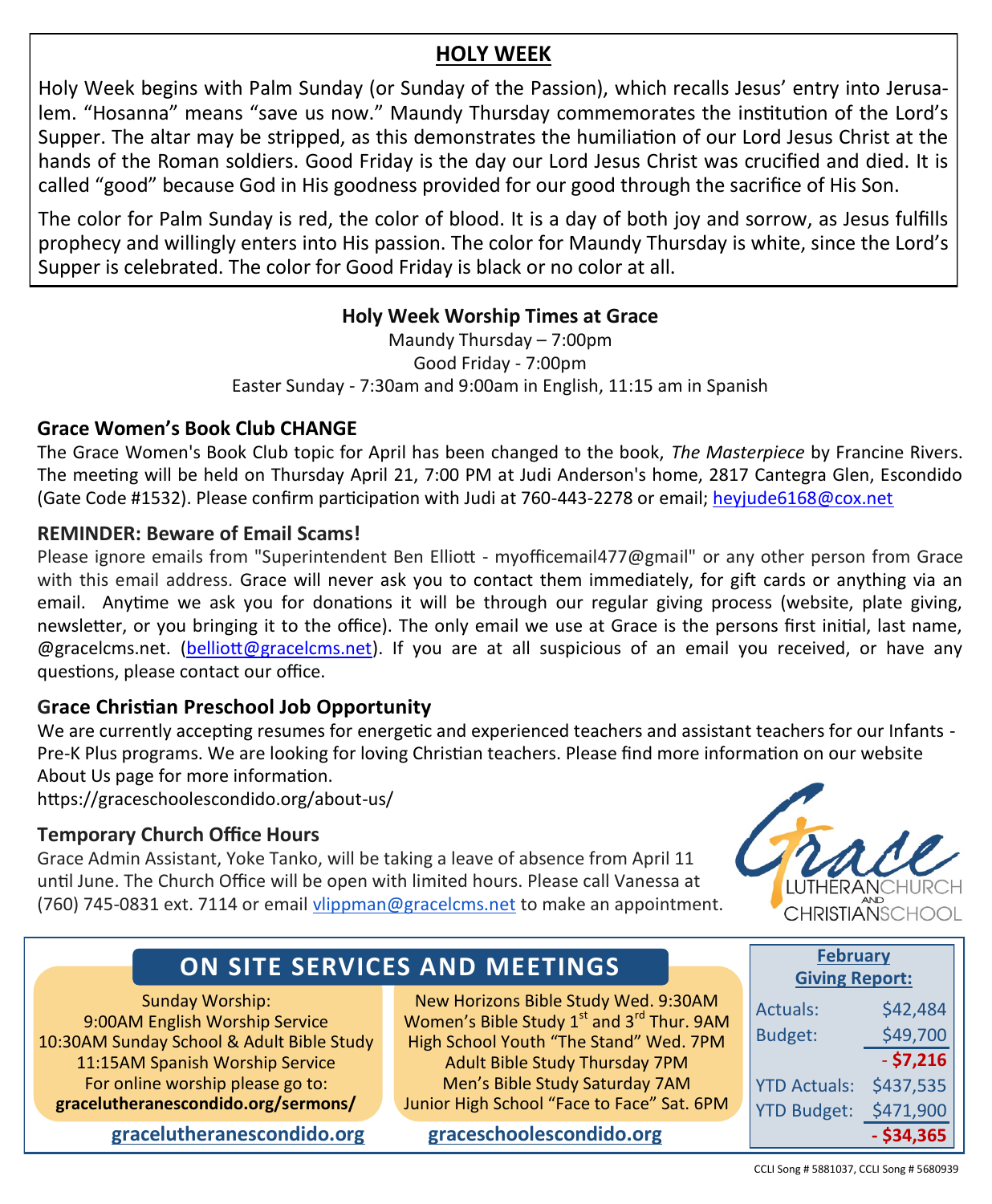## HOLY WEEK

Holy Week begins with Palm Sunday (or Sunday of the Passion), which recalls Jesus' entry into Jerusalem. "Hosanna" means "save us now." Maundy Thursday commemorates the institution of the Lord's Supper. The altar may be stripped, as this demonstrates the humiliation of our Lord Jesus Christ at the hands of the Roman soldiers. Good Friday is the day our Lord Jesus Christ was crucified and died. It is called "good" because God in His goodness provided for our good through the sacrifice of His Son.

The color for Palm Sunday is red, the color of blood. It is a day of both joy and sorrow, as Jesus fulfills prophecy and willingly enters into His passion. The color for Maundy Thursday is white, since the Lord's Supper is celebrated. The color for Good Friday is black or no color at all.

### Holy Week Worship Times at Grace

Maundy Thursday – 7:00pm
Good Friday - 7:00pm
Easter Sunday - 7:30am and 9:00am in English, 11:15 am in Spanish

### Grace Women's Book Club CHANGE

The Grace Women's Book Club topic for April has been changed to the book, *The Masterpiece* by Francine Rivers. The meeting will be held on Thursday April 21, 7:00 PM at Judi Anderson's home, 2817 Cantegra Glen, Escondido (Gate Code #1532). Please confirm participation with Judi at 760-443-2278 or email; heyjude6168@cox.net

### REMINDER: Beware of Email Scams!

Please ignore emails from "Superintendent Ben Elliott - myofficemail477@gmail" or any other person from Grace with this email address. Grace will never ask you to contact them immediately, for gift cards or anything via an email. Anytime we ask you for donations it will be through our regular giving process (website, plate giving, newsletter, or you bringing it to the office). The only email we use at Grace is the persons first initial, last name, @gracelcms.net. (belliott@gracelcms.net). If you are at all suspicious of an email you received, or have any questions, please contact our office.

### Grace Christian Preschool Job Opportunity

We are currently accepting resumes for energetic and experienced teachers and assistant teachers for our Infants - Pre-K Plus programs. We are looking for loving Christian teachers. Please find more information on our website About Us page for more information.
https://graceschoolescondido.org/about-us/

### Temporary Church Office Hours

Grace Admin Assistant, Yoke Tanko, will be taking a leave of absence from April 11 until June. The Church Office will be open with limited hours. Please call Vanessa at (760) 745-0831 ext. 7114 or email vlippman@gracelcms.net to make an appointment.

Grace LUTHERAN CHURCH AND CHRISTIAN SCHOOL

## ON SITE SERVICES AND MEETINGS

Sunday Worship:
9:00AM English Worship Service
10:30AM Sunday School & Adult Bible Study
11:15AM Spanish Worship Service
For online worship please go to:
**gracelutheranescondido.org/sermons/**

New Horizons Bible Study Wed. 9:30AM
Women's Bible Study 1st and 3rd Thur. 9AM
High School Youth "The Stand" Wed. 7PM
Adult Bible Study Thursday 7PM
Men's Bible Study Saturday 7AM
Junior High School "Face to Face" Sat. 6PM

**gracelutheranescondido.org** **graceschoolescondido.org**

**February Giving Report:**

| | |
|---|---|
| Actuals: | $42,484 |
| Budget: | $49,700 |
| | **- $7,216** |
| YTD Actuals: | $437,535 |
| YTD Budget: | $471,900 |
| | **- $34,365** |

CCLI Song # 5881037, CCLI Song # 5680939